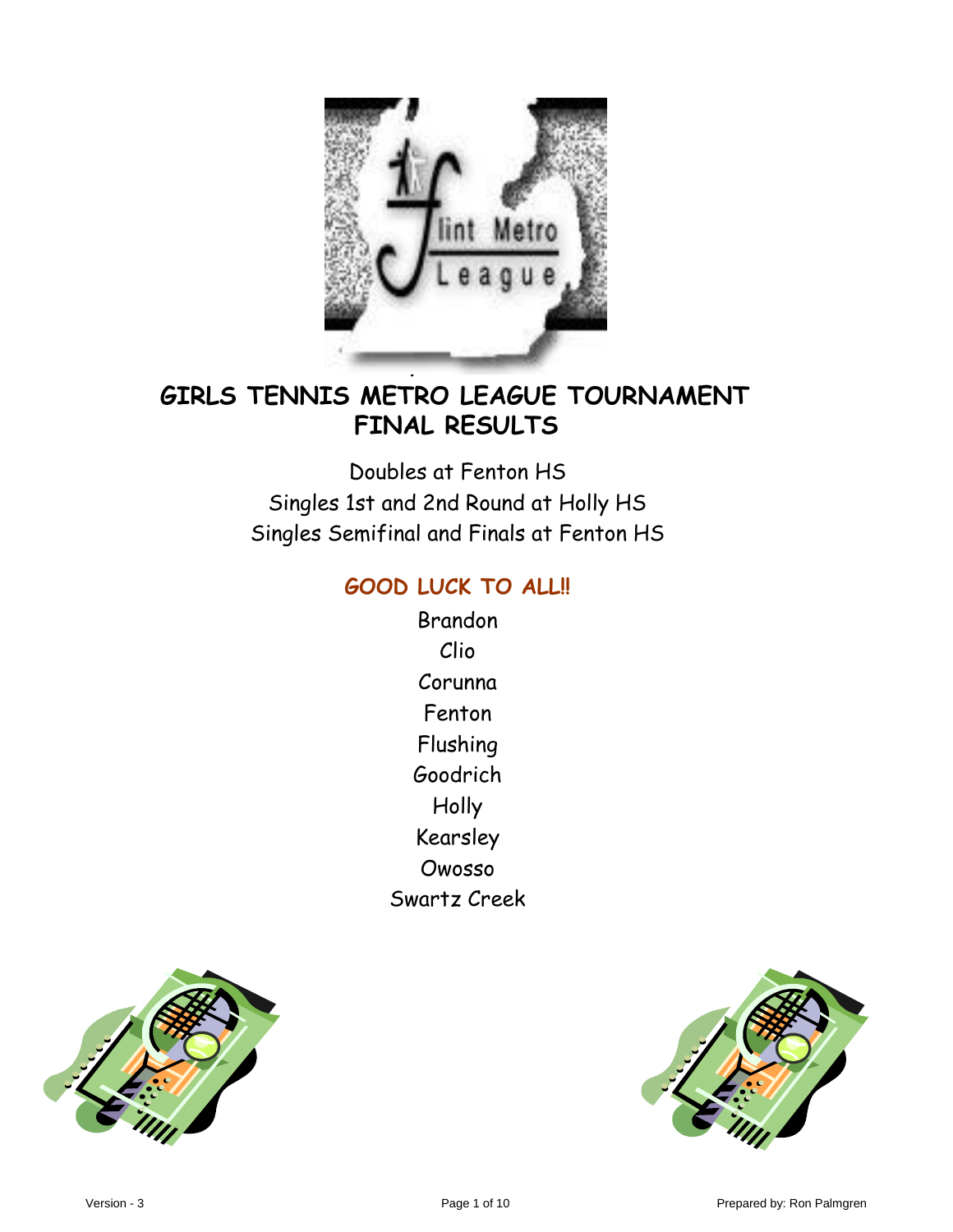# GIRLS TENNIS METRO LEAGUE TOURNAMENT
# FINAL RESULTS

Doubles at Fenton HS
Singles 1st and 2nd Round at Holly HS
Singles Semifinal and Finals at Fenton HS

## GOOD LUCK TO ALL!!

Brandon
Clio
Corunna
Fenton
Flushing
Goodrich
Holly
Kearsley
Owosso
Swartz Creek

Version - 3

Prepared by: Ron Palmgren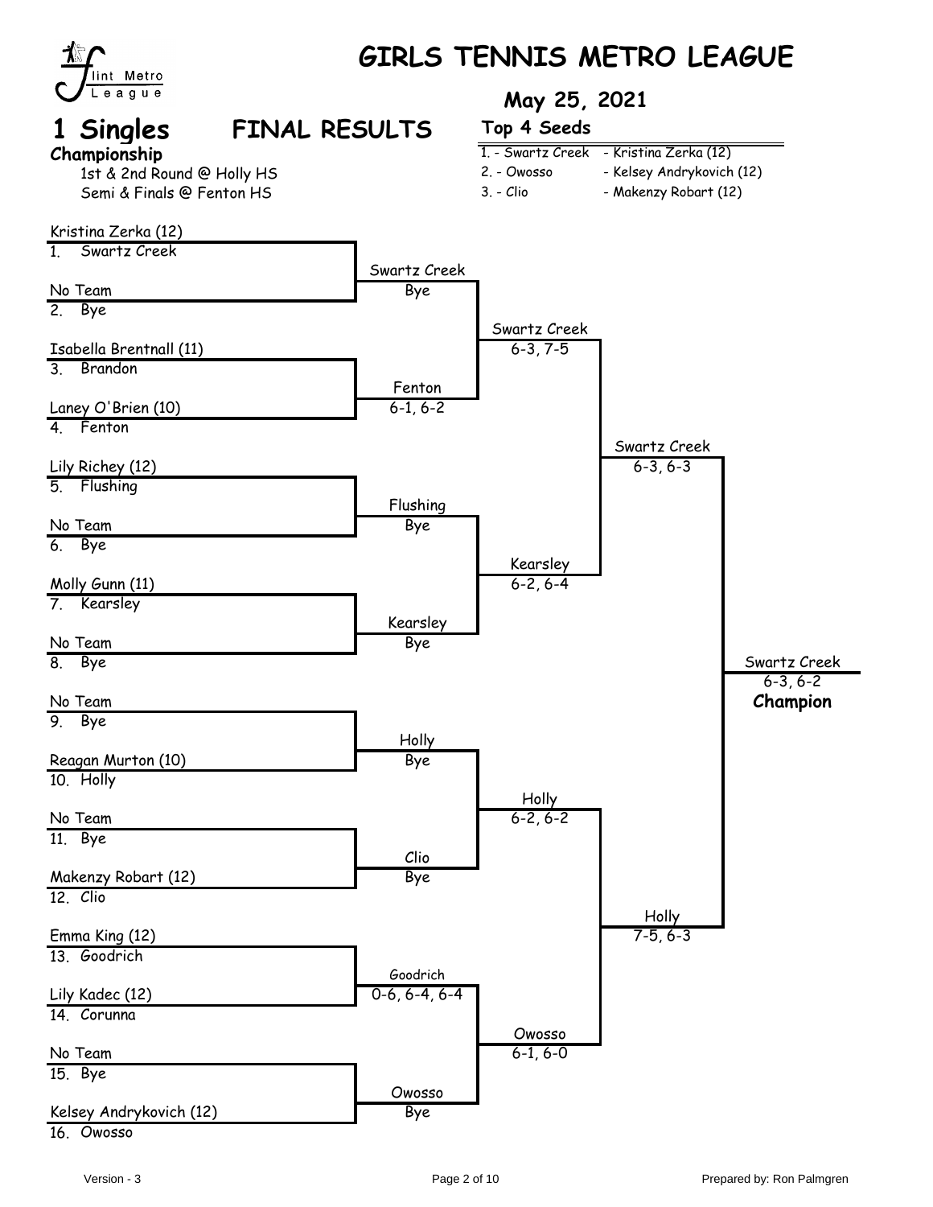# GIRLS TENNIS METRO LEAGUE

**May 25, 2021**

## 1 Singles FINAL RESULTS

**Championship**

1st & 2nd Round @ Holly HS
Semi & Finals @ Fenton HS

**Top 4 Seeds**

| Seed | Player |
|---|---|
| 1. - Swartz Creek | - Kristina Zerka (12) |
| 2. - Owosso | - Kelsey Andrykovich (12) |
| 3. - Clio | - Makenzy Robart (12) |

### First Round

| # | Team | Player |
|---|---|---|
| 1. | Swartz Creek | Kristina Zerka (12) |
| 2. | Bye | No Team |
| 3. | Brandon | Isabella Brentnall (11) |
| 4. | Fenton | Laney O'Brien (10) |
| 5. | Flushing | Lily Richey (12) |
| 6. | Bye | No Team |
| 7. | Kearsley | Molly Gunn (11) |
| 8. | Bye | No Team |
| 9. | Bye | No Team |
| 10. | Holly | Reagan Murton (10) |
| 11. | Bye | No Team |
| 12. | Clio | Makenzy Robart (12) |
| 13. | Goodrich | Emma King (12) |
| 14. | Corunna | Lily Kadec (12) |
| 15. | Bye | No Team |
| 16. | Owosso | Kelsey Andrykovich (12) |

### First Round Results

| Match | Winner | Score |
|---|---|---|
| 1 vs 2 | Swartz Creek | Bye |
| 3 vs 4 | Fenton | 6-1, 6-2 |
| 5 vs 6 | Flushing | Bye |
| 7 vs 8 | Kearsley | Bye |
| 9 vs 10 | Holly | Bye |
| 11 vs 12 | Clio | Bye |
| 13 vs 14 | Goodrich | 0-6, 6-4, 6-4 |
| 15 vs 16 | Owosso | Bye |

### Second Round Results

| Winner | Score |
|---|---|
| Swartz Creek | 6-3, 7-5 |
| Kearsley | 6-2, 6-4 |
| Holly | 6-2, 6-2 |
| Owosso | 6-1, 6-0 |

### Semifinal Results

| Winner | Score |
|---|---|
| Swartz Creek | 6-3, 6-3 |
| Holly | 7-5, 6-3 |

### Final

Swartz Creek
6-3, 6-2
**Champion**

Version - 3

Prepared by: Ron Palmgren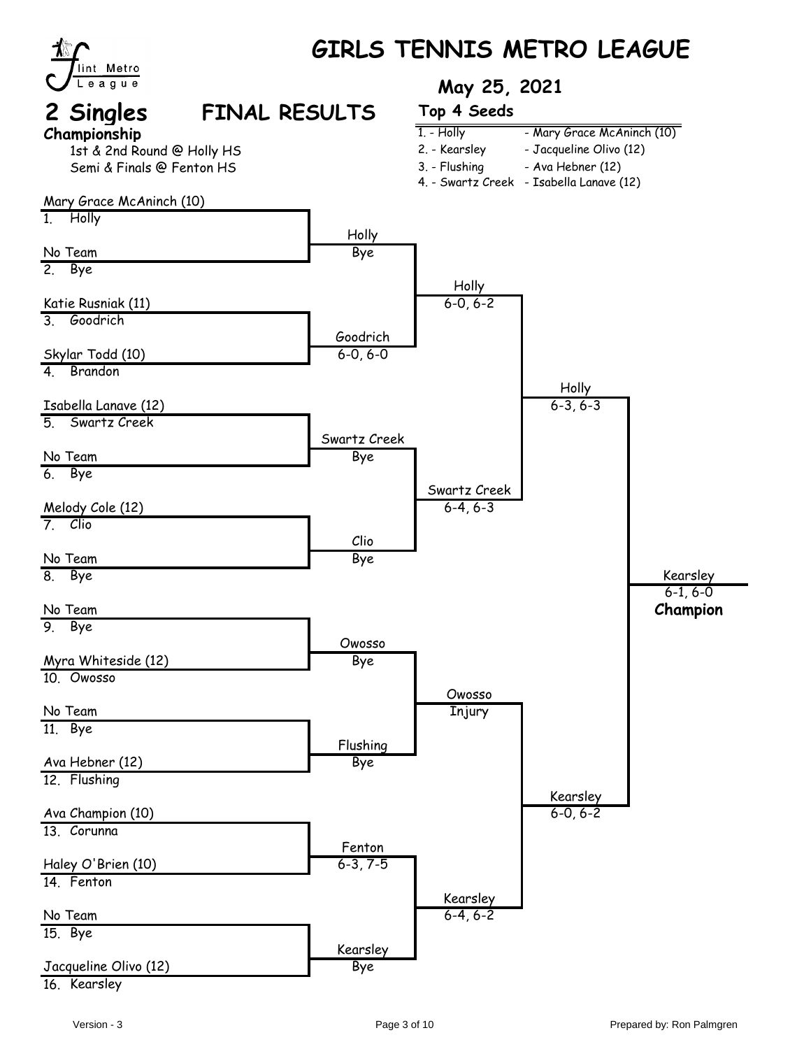# GIRLS TENNIS METRO LEAGUE

**May 25, 2021**

## 2 Singles FINAL RESULTS

**Championship**

1st & 2nd Round @ Holly HS
Semi & Finals @ Fenton HS

**Top 4 Seeds**

| Seed | Player |
|---|---|
| 1. - Holly | - Mary Grace McAninch (10) |
| 2. - Kearsley | - Jacqueline Olivo (12) |
| 3. - Flushing | - Ava Hebner (12) |
| 4. - Swartz Creek | - Isabella Lanave (12) |

### First Round

| # | Team | Player |
|---|---|---|
| 1. | Holly | Mary Grace McAninch (10) |
| 2. | Bye | No Team |
| 3. | Goodrich | Katie Rusniak (11) |
| 4. | Brandon | Skylar Todd (10) |
| 5. | Swartz Creek | Isabella Lanave (12) |
| 6. | Bye | No Team |
| 7. | Clio | Melody Cole (12) |
| 8. | Bye | No Team |
| 9. | Bye | No Team |
| 10. | Owosso | Myra Whiteside (12) |
| 11. | Bye | No Team |
| 12. | Flushing | Ava Hebner (12) |
| 13. | Corunna | Ava Champion (10) |
| 14. | Fenton | Haley O'Brien (10) |
| 15. | Bye | No Team |
| 16. | Kearsley | Jacqueline Olivo (12) |

### Results

| Round | Winner | Score |
|---|---|---|
| 1st Round (1 vs 2) | Holly | Bye |
| 1st Round (3 vs 4) | Goodrich | 6-0, 6-0 |
| 1st Round (5 vs 6) | Swartz Creek | Bye |
| 1st Round (7 vs 8) | Clio | Bye |
| 1st Round (9 vs 10) | Owosso | Bye |
| 1st Round (11 vs 12) | Flushing | Bye |
| 1st Round (13 vs 14) | Fenton | 6-3, 7-5 |
| 1st Round (15 vs 16) | Kearsley | Bye |
| 2nd Round | Holly | 6-0, 6-2 |
| 2nd Round | Swartz Creek | 6-4, 6-3 |
| 2nd Round | Owosso | Injury |
| 2nd Round | Kearsley | 6-4, 6-2 |
| Semifinal | Holly | 6-3, 6-3 |
| Semifinal | Kearsley | 6-0, 6-2 |
| Final | Kearsley | 6-1, 6-0 |

**Champion: Kearsley**

Version - 3

Prepared by: Ron Palmgren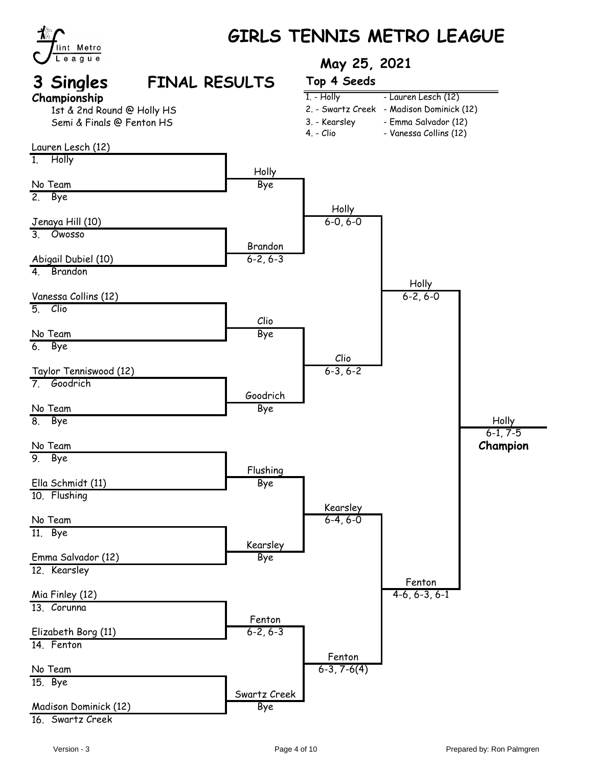# GIRLS TENNIS METRO LEAGUE

Flint Metro League

## May 25, 2021

## 3 Singles — FINAL RESULTS

**Championship**

1st & 2nd Round @ Holly HS
Semi & Finals @ Fenton HS

**Top 4 Seeds**

| Seed | Team | Player |
|---|---|---|
| 1. | Holly | Lauren Lesch (12) |
| 2. | Swartz Creek | Madison Dominick (12) |
| 3. | Kearsley | Emma Salvador (12) |
| 4. | Clio | Vanessa Collins (12) |

### First Round

| # | Team | Player | Winner | Score |
|---|---|---|---|---|
| 1. | Holly | Lauren Lesch (12) | Holly | Bye |
| 2. | Bye | No Team | | |
| 3. | Owosso | Jenaya Hill (10) | Brandon | 6-2, 6-3 |
| 4. | Brandon | Abigail Dubiel (10) | | |
| 5. | Clio | Vanessa Collins (12) | Clio | Bye |
| 6. | Bye | No Team | | |
| 7. | Goodrich | Taylor Tenniswood (12) | Goodrich | Bye |
| 8. | Bye | No Team | | |
| 9. | Bye | No Team | Flushing | Bye |
| 10. | Flushing | Ella Schmidt (11) | | |
| 11. | Bye | No Team | Kearsley | Bye |
| 12. | Kearsley | Emma Salvador (12) | | |
| 13. | Corunna | Mia Finley (12) | Fenton | 6-2, 6-3 |
| 14. | Fenton | Elizabeth Borg (11) | | |
| 15. | Bye | No Team | Swartz Creek | Bye |
| 16. | Swartz Creek | Madison Dominick (12) | | |

### Second Round

| Match | Winner | Score |
|---|---|---|
| Holly vs. Brandon | Holly | 6-0, 6-0 |
| Clio vs. Goodrich | Clio | 6-3, 6-2 |
| Flushing vs. Kearsley | Kearsley | 6-4, 6-0 |
| Fenton vs. Swartz Creek | Fenton | 6-3, 7-6(4) |

### Semifinals

| Match | Winner | Score |
|---|---|---|
| Holly vs. Clio | Holly | 6-2, 6-0 |
| Kearsley vs. Fenton | Fenton | 4-6, 6-3, 6-1 |

### Final

| Match | Winner | Score |
|---|---|---|
| Holly vs. Fenton | Holly | 6-1, 7-5 |

**Champion: Holly**

Version - 3

Prepared by: Ron Palmgren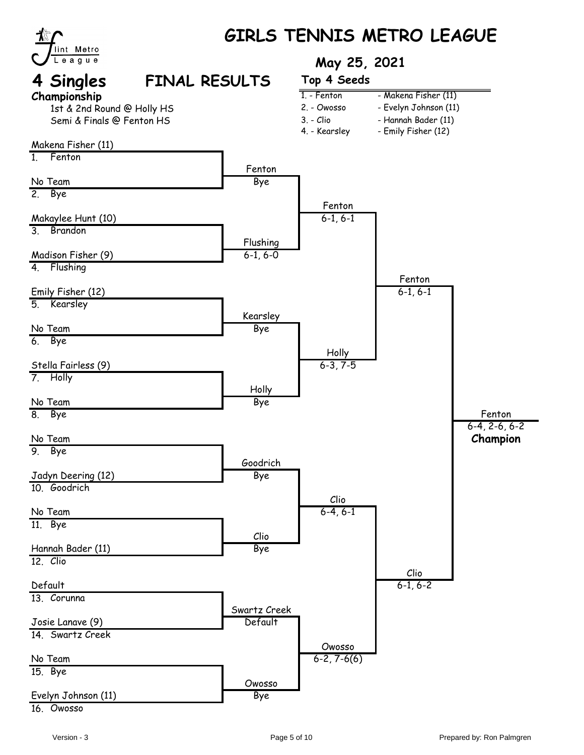# GIRLS TENNIS METRO LEAGUE

Flint Metro League

## May 25, 2021

## 4 Singles — FINAL RESULTS

**Championship**

1st & 2nd Round @ Holly HS
Semi & Finals @ Fenton HS

**Top 4 Seeds**

| Seed | Player |
|---|---|
| 1. - Fenton | - Makena Fisher (11) |
| 2. - Owosso | - Evelyn Johnson (11) |
| 3. - Clio | - Hannah Bader (11) |
| 4. - Kearsley | - Emily Fisher (12) |

### First Round

| # | Team | Player | Winner | Score |
|---|---|---|---|---|
| 1. | Fenton | Makena Fisher (11) | Fenton | Bye |
| 2. | Bye | No Team | | |
| 3. | Brandon | Makaylee Hunt (10) | Flushing | 6-1, 6-0 |
| 4. | Flushing | Madison Fisher (9) | | |
| 5. | Kearsley | Emily Fisher (12) | Kearsley | Bye |
| 6. | Bye | No Team | | |
| 7. | Holly | Stella Fairless (9) | Holly | Bye |
| 8. | Bye | No Team | | |
| 9. | Bye | No Team | Goodrich | Bye |
| 10. | Goodrich | Jadyn Deering (12) | | |
| 11. | Bye | No Team | Clio | Bye |
| 12. | Clio | Hannah Bader (11) | | |
| 13. | Corunna | Default | Swartz Creek | Default |
| 14. | Swartz Creek | Josie Lanave (9) | | |
| 15. | Bye | No Team | Owosso | Bye |
| 16. | Owosso | Evelyn Johnson (11) | | |

### Second Round

| Match | Winner | Score |
|---|---|---|
| Fenton vs Flushing | Fenton | 6-1, 6-1 |
| Kearsley vs Holly | Holly | 6-3, 7-5 |
| Goodrich vs Clio | Clio | 6-4, 6-1 |
| Swartz Creek vs Owosso | Owosso | 6-2, 7-6(6) |

### Semifinals

| Match | Winner | Score |
|---|---|---|
| Fenton vs Holly | Fenton | 6-1, 6-1 |
| Clio vs Owosso | Clio | 6-1, 6-2 |

### Final

| Match | Winner | Score |
|---|---|---|
| Fenton vs Clio | Fenton | 6-4, 2-6, 6-2 |

**Champion: Fenton**

Version - 3

Prepared by: Ron Palmgren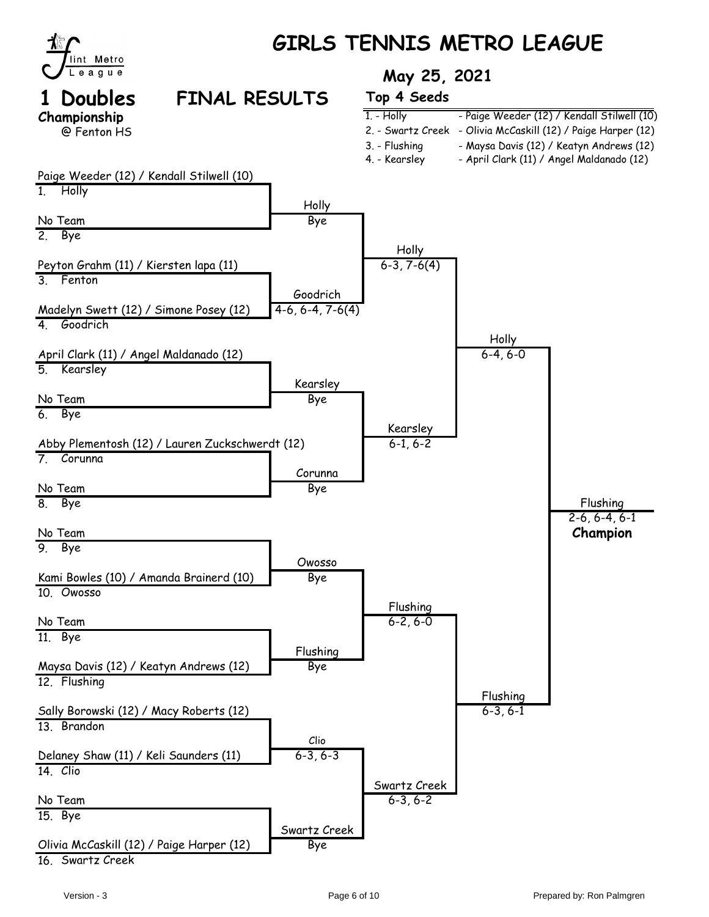# GIRLS TENNIS METRO LEAGUE

Flint Metro League

**May 25, 2021**

## 1 Doubles FINAL RESULTS

**Championship**
@ Fenton HS

**Top 4 Seeds**

| Seed | Team | Players |
|---|---|---|
| 1. | Holly | Paige Weeder (12) / Kendall Stilwell (10) |
| 2. | Swartz Creek | Olivia McCaskill (12) / Paige Harper (12) |
| 3. | Flushing | Maysa Davis (12) / Keatyn Andrews (12) |
| 4. | Kearsley | April Clark (11) / Angel Maldanado (12) |

### First Round

| # | Team | Players | Winner | Score |
|---|---|---|---|---|
| 1. | Holly | Paige Weeder (12) / Kendall Stilwell (10) | Holly | Bye |
| 2. | Bye | No Team | | |
| 3. | Fenton | Peyton Grahm (11) / Kiersten lapa (11) | Goodrich | 4-6, 6-4, 7-6(4) |
| 4. | Goodrich | Madelyn Swett (12) / Simone Posey (12) | | |
| 5. | Kearsley | April Clark (11) / Angel Maldanado (12) | Kearsley | Bye |
| 6. | Bye | No Team | | |
| 7. | Corunna | Abby Plementosh (12) / Lauren Zuckschwerdt (12) | Corunna | Bye |
| 8. | Bye | No Team | | |
| 9. | Bye | No Team | Owosso | Bye |
| 10. | Owosso | Kami Bowles (10) / Amanda Brainerd (10) | | |
| 11. | Bye | No Team | Flushing | Bye |
| 12. | Flushing | Maysa Davis (12) / Keatyn Andrews (12) | | |
| 13. | Brandon | Sally Borowski (12) / Macy Roberts (12) | Clio | 6-3, 6-3 |
| 14. | Clio | Delaney Shaw (11) / Keli Saunders (11) | | |
| 15. | Bye | No Team | Swartz Creek | Bye |
| 16. | Swartz Creek | Olivia McCaskill (12) / Paige Harper (12) | | |

### Quarterfinals

| Winner | Score |
|---|---|
| Holly | 6-3, 7-6(4) |
| Kearsley | 6-1, 6-2 |
| Flushing | 6-2, 6-0 |
| Swartz Creek | 6-3, 6-2 |

### Semifinals

| Winner | Score |
|---|---|
| Holly | 6-4, 6-0 |
| Flushing | 6-3, 6-1 |

### Final

Flushing 2-6, 6-4, 6-1 **Champion**

Version - 3

Prepared by: Ron Palmgren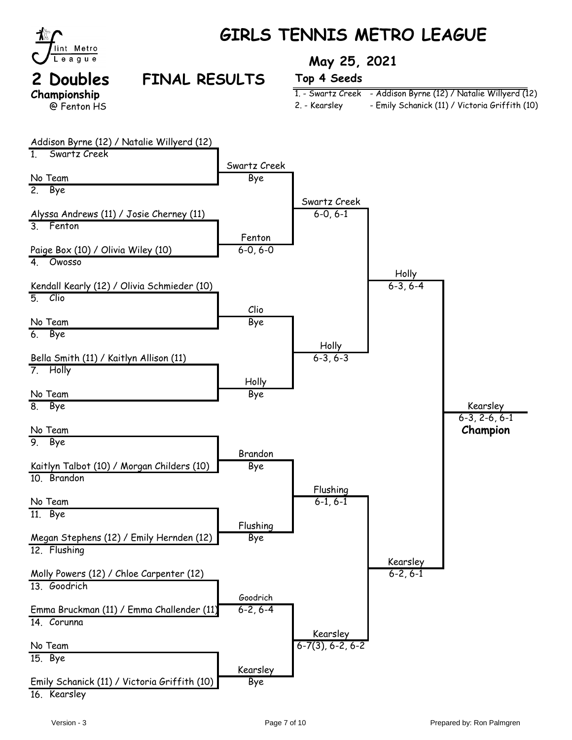# GIRLS TENNIS METRO LEAGUE

Flint Metro League

**May 25, 2021**

## 2 Doubles — FINAL RESULTS

**Championship**
@ Fenton HS

**Top 4 Seeds**

1. - Swartz Creek - Addison Byrne (12) / Natalie Willyerd (12)
2. - Kearsley - Emily Schanick (11) / Victoria Griffith (10)

### First Round

| Seed | School | Players |
|---|---|---|
| 1. | Swartz Creek | Addison Byrne (12) / Natalie Willyerd (12) |
| 2. | Bye | No Team |
| 3. | Fenton | Alyssa Andrews (11) / Josie Cherney (11) |
| 4. | Owosso | Paige Box (10) / Olivia Wiley (10) |
| 5. | Clio | Kendall Kearly (12) / Olivia Schmieder (10) |
| 6. | Bye | No Team |
| 7. | Holly | Bella Smith (11) / Kaitlyn Allison (11) |
| 8. | Bye | No Team |
| 9. | Bye | No Team |
| 10. | Brandon | Kaitlyn Talbot (10) / Morgan Childers (10) |
| 11. | Bye | No Team |
| 12. | Flushing | Megan Stephens (12) / Emily Hernden (12) |
| 13. | Goodrich | Molly Powers (12) / Chloe Carpenter (12) |
| 14. | Corunna | Emma Bruckman (11) / Emma Challender (11) |
| 15. | Bye | No Team |
| 16. | Kearsley | Emily Schanick (11) / Victoria Griffith (10) |

### Results

| Round 1 | Quarterfinals | Semifinals | Final |
|---|---|---|---|
| Swartz Creek — Bye | Swartz Creek 6-0, 6-1 | Holly 6-3, 6-4 | Kearsley 6-3, 2-6, 6-1 **Champion** |
| Fenton 6-0, 6-0 | | | |
| Clio — Bye | Holly 6-3, 6-3 | | |
| Holly — Bye | | | |
| Brandon — Bye | Flushing 6-1, 6-1 | Kearsley 6-2, 6-1 | |
| Flushing — Bye | | | |
| Goodrich 6-2, 6-4 | Kearsley 6-7(3), 6-2, 6-2 | | |
| Kearsley — Bye | | | |

Version - 3

Prepared by: Ron Palmgren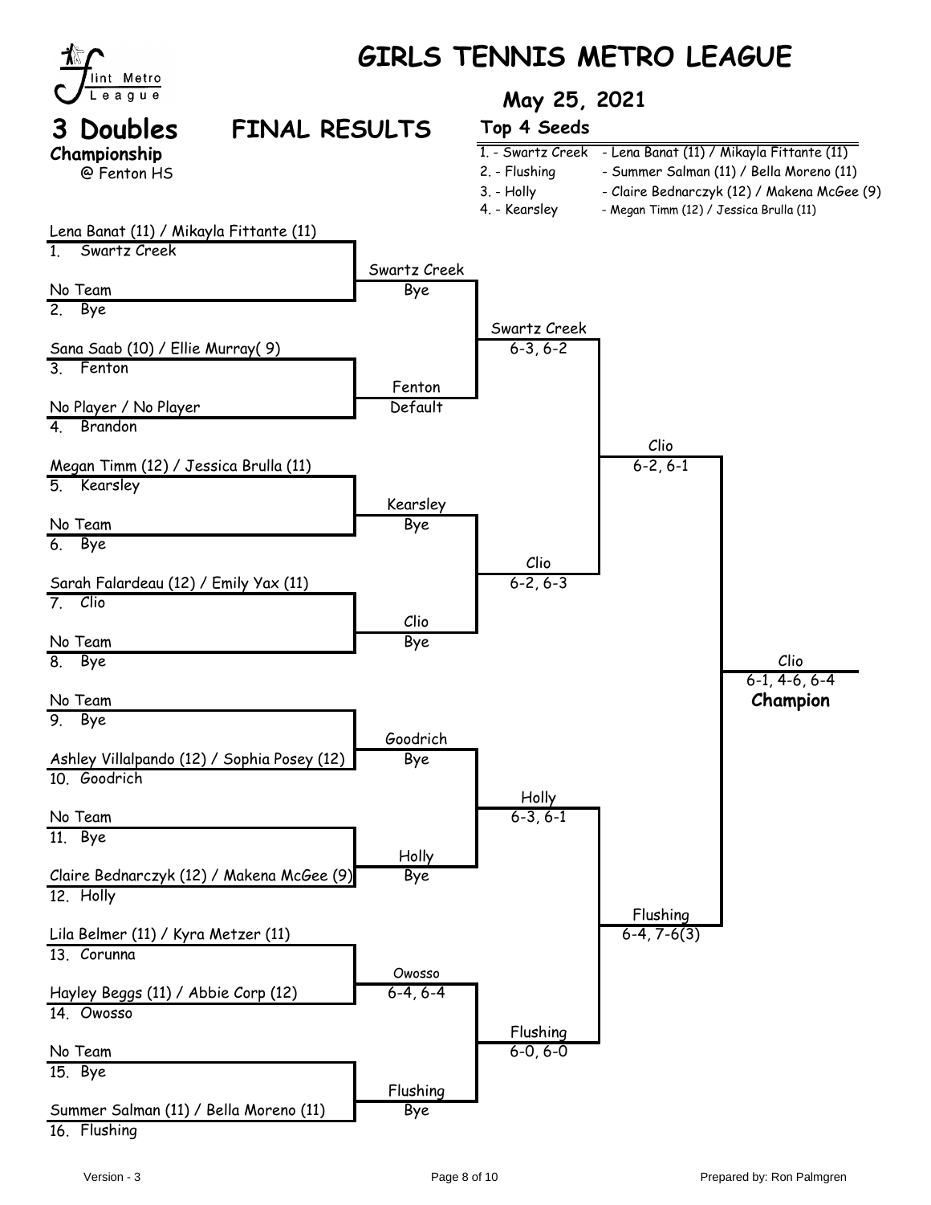# GIRLS TENNIS METRO LEAGUE

Flint Metro League

## May 25, 2021

## 3 Doubles — FINAL RESULTS

**Championship**
@ Fenton HS

**Top 4 Seeds**

| Seed | School | Players |
|---|---|---|
| 1. | Swartz Creek | Lena Banat (11) / Mikayla Fittante (11) |
| 2. | Flushing | Summer Salman (11) / Bella Moreno (11) |
| 3. | Holly | Claire Bednarczyk (12) / Makena McGee (9) |
| 4. | Kearsley | Megan Timm (12) / Jessica Brulla (11) |

### First Round

| Draw | Players | School | Result |
|---|---|---|---|
| 1. | Lena Banat (11) / Mikayla Fittante (11) | Swartz Creek | Swartz Creek — Bye |
| 2. | No Team | Bye | |
| 3. | Sana Saab (10) / Ellie Murray( 9) | Fenton | Fenton — Default |
| 4. | No Player / No Player | Brandon | |
| 5. | Megan Timm (12) / Jessica Brulla (11) | Kearsley | Kearsley — Bye |
| 6. | No Team | Bye | |
| 7. | Sarah Falardeau (12) / Emily Yax (11) | Clio | Clio — Bye |
| 8. | No Team | Bye | |
| 9. | No Team | Bye | Goodrich — Bye |
| 10. | Ashley Villalpando (12) / Sophia Posey (12) | Goodrich | |
| 11. | No Team | Bye | Holly — Bye |
| 12. | Claire Bednarczyk (12) / Makena McGee (9) | Holly | |
| 13. | Lila Belmer (11) / Kyra Metzer (11) | Corunna | Owosso — 6-4, 6-4 |
| 14. | Hayley Beggs (11) / Abbie Corp (12) | Owosso | |
| 15. | No Team | Bye | Flushing — Bye |
| 16. | Summer Salman (11) / Bella Moreno (11) | Flushing | |

### Quarterfinals

- Swartz Creek — 6-3, 6-2
- Clio — 6-2, 6-3
- Holly — 6-3, 6-1
- Flushing — 6-0, 6-0

### Semifinals

- Clio — 6-2, 6-1
- Flushing — 6-4, 7-6(3)

### Final

**Clio** — 6-1, 4-6, 6-4 — **Champion**

Version - 3

Prepared by: Ron Palmgren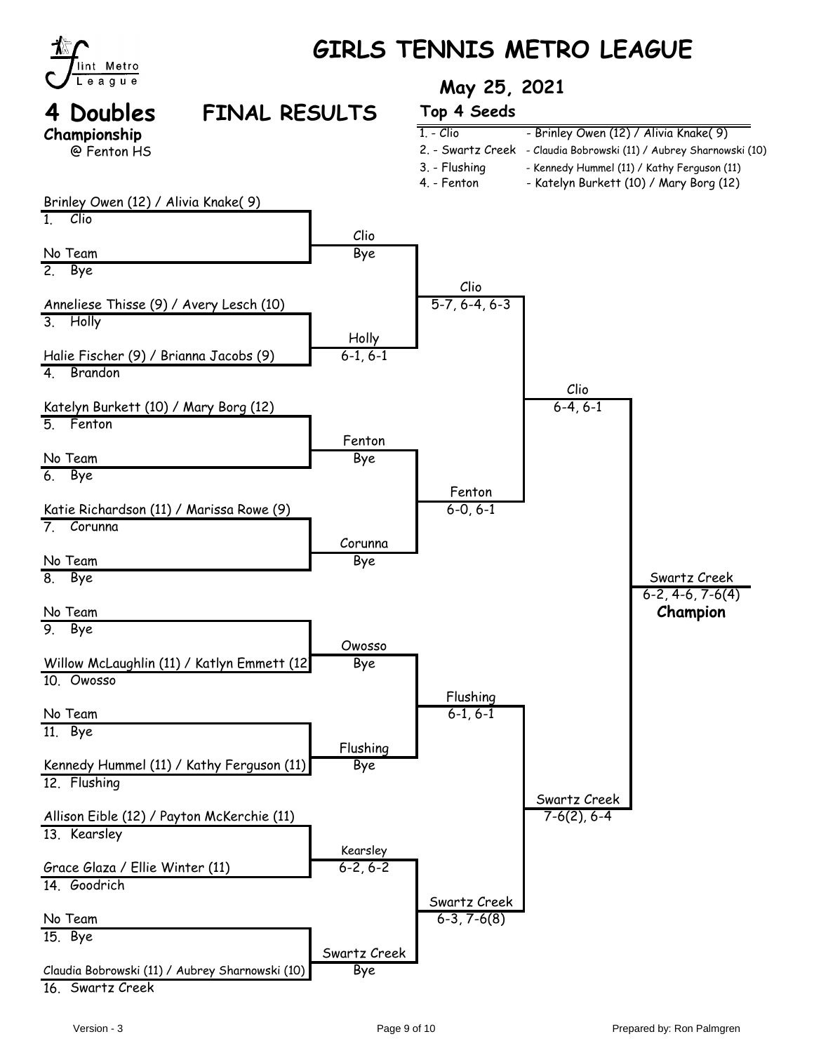# GIRLS TENNIS METRO LEAGUE

Flint Metro League

**May 25, 2021**

## 4 Doubles Championship

@ Fenton HS

## FINAL RESULTS

**Top 4 Seeds**

| Seed | Team | Players |
|---|---|---|
| 1. | Clio | Brinley Owen (12) / Alivia Knake( 9) |
| 2. | Swartz Creek | Claudia Bobrowski (11) / Aubrey Sharnowski (10) |
| 3. | Flushing | Kennedy Hummel (11) / Kathy Ferguson (11) |
| 4. | Fenton | Katelyn Burkett (10) / Mary Borg (12) |

### First Round

| # | Team | Players | Winner | Score |
|---|---|---|---|---|
| 1. | Clio | Brinley Owen (12) / Alivia Knake( 9) | Clio | Bye |
| 2. | Bye | No Team | | |
| 3. | Holly | Anneliese Thisse (9) / Avery Lesch (10) | Holly | 6-1, 6-1 |
| 4. | Brandon | Halie Fischer (9) / Brianna Jacobs (9) | | |
| 5. | Fenton | Katelyn Burkett (10) / Mary Borg (12) | Fenton | Bye |
| 6. | Bye | No Team | | |
| 7. | Corunna | Katie Richardson (11) / Marissa Rowe (9) | Corunna | Bye |
| 8. | Bye | No Team | | |
| 9. | Bye | No Team | Owosso | Bye |
| 10. | Owosso | Willow McLaughlin (11) / Katlyn Emmett (12 | | |
| 11. | Bye | No Team | Flushing | Bye |
| 12. | Flushing | Kennedy Hummel (11) / Kathy Ferguson (11) | | |
| 13. | Kearsley | Allison Eible (12) / Payton McKerchie (11) | Kearsley | 6-2, 6-2 |
| 14. | Goodrich | Grace Glaza / Ellie Winter (11) | | |
| 15. | Bye | No Team | Swartz Creek | Bye |
| 16. | Swartz Creek | Claudia Bobrowski (11) / Aubrey Sharnowski (10) | | |

### Quarterfinals

| Match | Winner | Score |
|---|---|---|
| Clio vs. Holly | Clio | 5-7, 6-4, 6-3 |
| Fenton vs. Corunna | Fenton | 6-0, 6-1 |
| Owosso vs. Flushing | Flushing | 6-1, 6-1 |
| Kearsley vs. Swartz Creek | Swartz Creek | 6-3, 7-6(8) |

### Semifinals

| Match | Winner | Score |
|---|---|---|
| Clio vs. Fenton | Clio | 6-4, 6-1 |
| Flushing vs. Swartz Creek | Swartz Creek | 7-6(2), 6-4 |

### Final

| Match | Winner | Score |
|---|---|---|
| Clio vs. Swartz Creek | Swartz Creek | 6-2, 4-6, 7-6(4) |

**Champion:** Swartz Creek

Version - 3

Prepared by: Ron Palmgren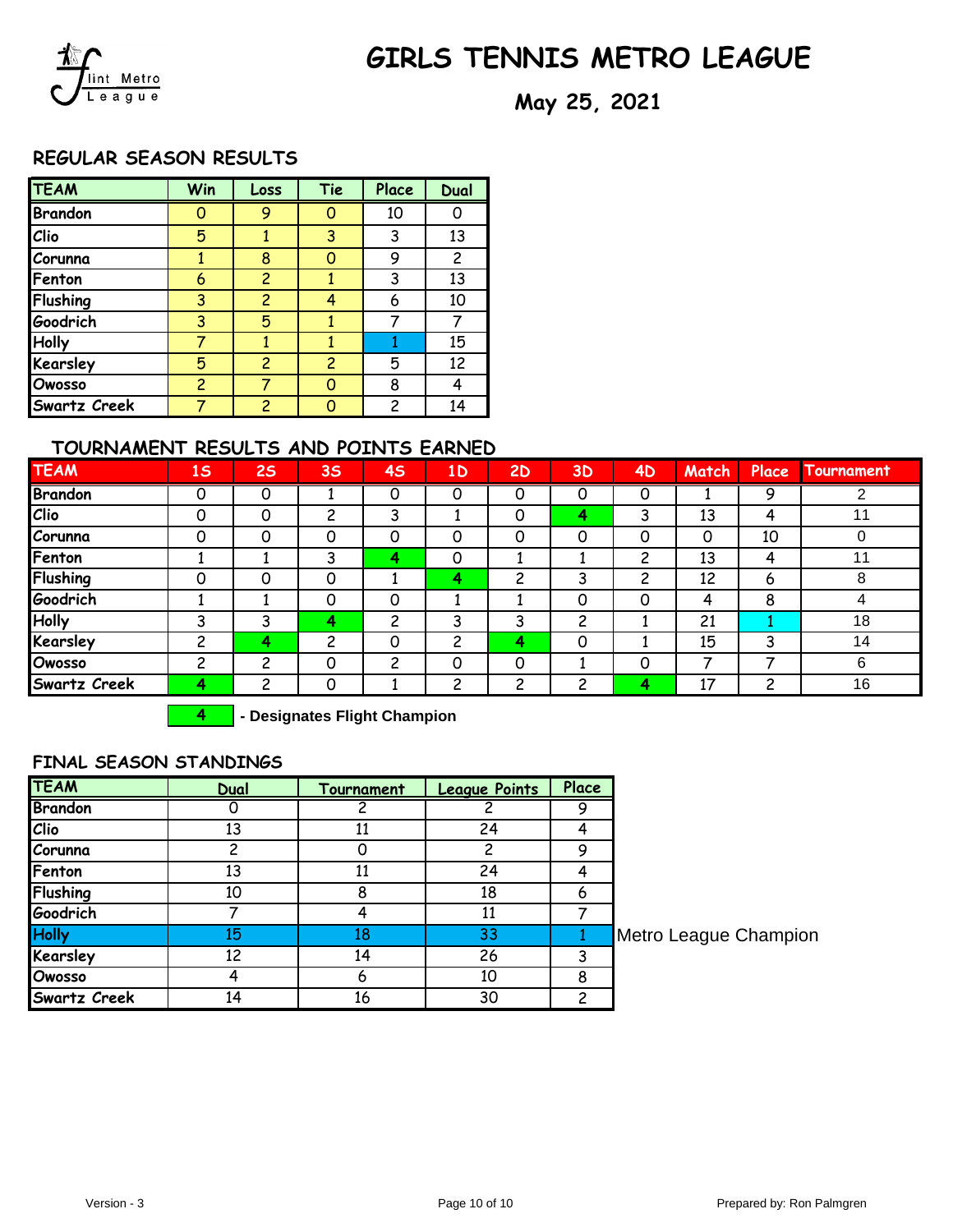# GIRLS TENNIS METRO LEAGUE

## May 25, 2021

### REGULAR SEASON RESULTS

| TEAM | Win | Loss | Tie | Place | Dual |
|---|---|---|---|---|---|
| Brandon | 0 | 9 | 0 | 10 | 0 |
| Clio | 5 | 1 | 3 | 3 | 13 |
| Corunna | 1 | 8 | 0 | 9 | 2 |
| Fenton | 6 | 2 | 1 | 3 | 13 |
| Flushing | 3 | 2 | 4 | 6 | 10 |
| Goodrich | 3 | 5 | 1 | 7 | 7 |
| Holly | 7 | 1 | 1 | 1 | 15 |
| Kearsley | 5 | 2 | 2 | 5 | 12 |
| Owosso | 2 | 7 | 0 | 8 | 4 |
| Swartz Creek | 7 | 2 | 0 | 2 | 14 |

### TOURNAMENT RESULTS AND POINTS EARNED

| TEAM | 1S | 2S | 3S | 4S | 1D | 2D | 3D | 4D | Match | Place | Tournament |
|---|---|---|---|---|---|---|---|---|---|---|---|
| Brandon | 0 | 0 | 1 | 0 | 0 | 0 | 0 | 0 | 1 | 9 | 2 |
| Clio | 0 | 0 | 2 | 3 | 1 | 0 | 4 | 3 | 13 | 4 | 11 |
| Corunna | 0 | 0 | 0 | 0 | 0 | 0 | 0 | 0 | 0 | 10 | 0 |
| Fenton | 1 | 1 | 3 | 4 | 0 | 1 | 1 | 2 | 13 | 4 | 11 |
| Flushing | 0 | 0 | 0 | 1 | 4 | 2 | 3 | 2 | 12 | 6 | 8 |
| Goodrich | 1 | 1 | 0 | 0 | 1 | 1 | 0 | 0 | 4 | 8 | 4 |
| Holly | 3 | 3 | 4 | 2 | 3 | 3 | 2 | 1 | 21 | 1 | 18 |
| Kearsley | 2 | 4 | 2 | 0 | 2 | 4 | 0 | 1 | 15 | 3 | 14 |
| Owosso | 2 | 2 | 0 | 2 | 0 | 0 | 1 | 0 | 7 | 7 | 6 |
| Swartz Creek | 4 | 2 | 0 | 1 | 2 | 2 | 2 | 4 | 17 | 2 | 16 |

4 - Designates Flight Champion

### FINAL SEASON STANDINGS

| TEAM | Dual | Tournament | League Points | Place | |
|---|---|---|---|---|---|
| Brandon | 0 | 2 | 2 | 9 | |
| Clio | 13 | 11 | 24 | 4 | |
| Corunna | 2 | 0 | 2 | 9 | |
| Fenton | 13 | 11 | 24 | 4 | |
| Flushing | 10 | 8 | 18 | 6 | |
| Goodrich | 7 | 4 | 11 | 7 | |
| Holly | 15 | 18 | 33 | 1 | Metro League Champion |
| Kearsley | 12 | 14 | 26 | 3 | |
| Owosso | 4 | 6 | 10 | 8 | |
| Swartz Creek | 14 | 16 | 30 | 2 | |

Version - 3

Prepared by: Ron Palmgren